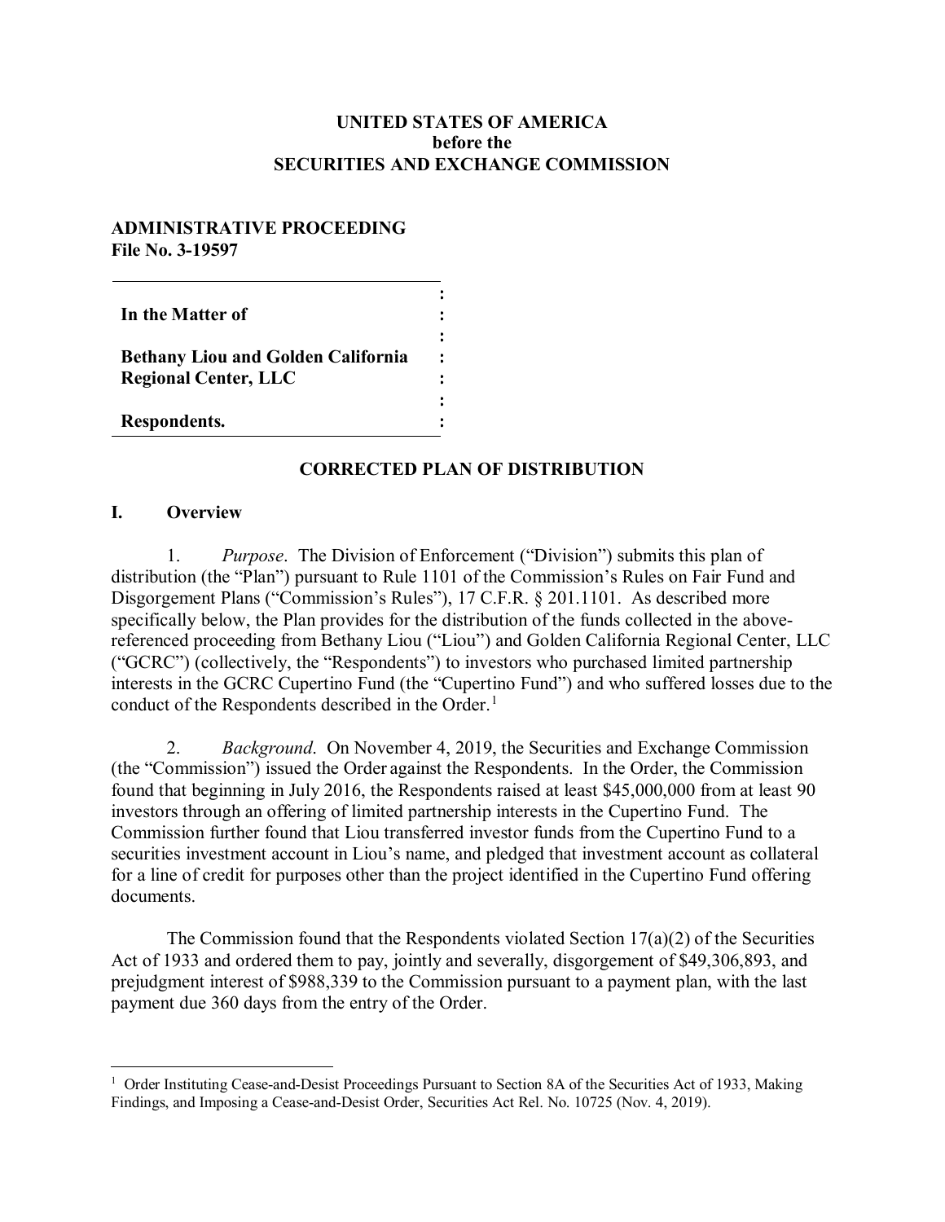**UNITED STATES OF AMERICA**
**before the**
**SECURITIES AND EXCHANGE COMMISSION**

**ADMINISTRATIVE PROCEEDING**
**File No. 3-19597**

| | |
|---|---|
| **In the Matter of** | : |
| | : |
| **Bethany Liou and Golden California Regional Center, LLC** | : |
| | : |
| **Respondents.** | : |

## CORRECTED PLAN OF DISTRIBUTION

## I. Overview

1. *Purpose*. The Division of Enforcement ("Division") submits this plan of distribution (the "Plan") pursuant to Rule 1101 of the Commission's Rules on Fair Fund and Disgorgement Plans ("Commission's Rules"), 17 C.F.R. § 201.1101. As described more specifically below, the Plan provides for the distribution of the funds collected in the above-referenced proceeding from Bethany Liou ("Liou") and Golden California Regional Center, LLC ("GCRC") (collectively, the "Respondents") to investors who purchased limited partnership interests in the GCRC Cupertino Fund (the "Cupertino Fund") and who suffered losses due to the conduct of the Respondents described in the Order.[1]

2. *Background*. On November 4, 2019, the Securities and Exchange Commission (the "Commission") issued the Order against the Respondents. In the Order, the Commission found that beginning in July 2016, the Respondents raised at least $45,000,000 from at least 90 investors through an offering of limited partnership interests in the Cupertino Fund. The Commission further found that Liou transferred investor funds from the Cupertino Fund to a securities investment account in Liou's name, and pledged that investment account as collateral for a line of credit for purposes other than the project identified in the Cupertino Fund offering documents.

The Commission found that the Respondents violated Section 17(a)(2) of the Securities Act of 1933 and ordered them to pay, jointly and severally, disgorgement of $49,306,893, and prejudgment interest of $988,339 to the Commission pursuant to a payment plan, with the last payment due 360 days from the entry of the Order.

---

[1] Order Instituting Cease-and-Desist Proceedings Pursuant to Section 8A of the Securities Act of 1933, Making Findings, and Imposing a Cease-and-Desist Order, Securities Act Rel. No. 10725 (Nov. 4, 2019).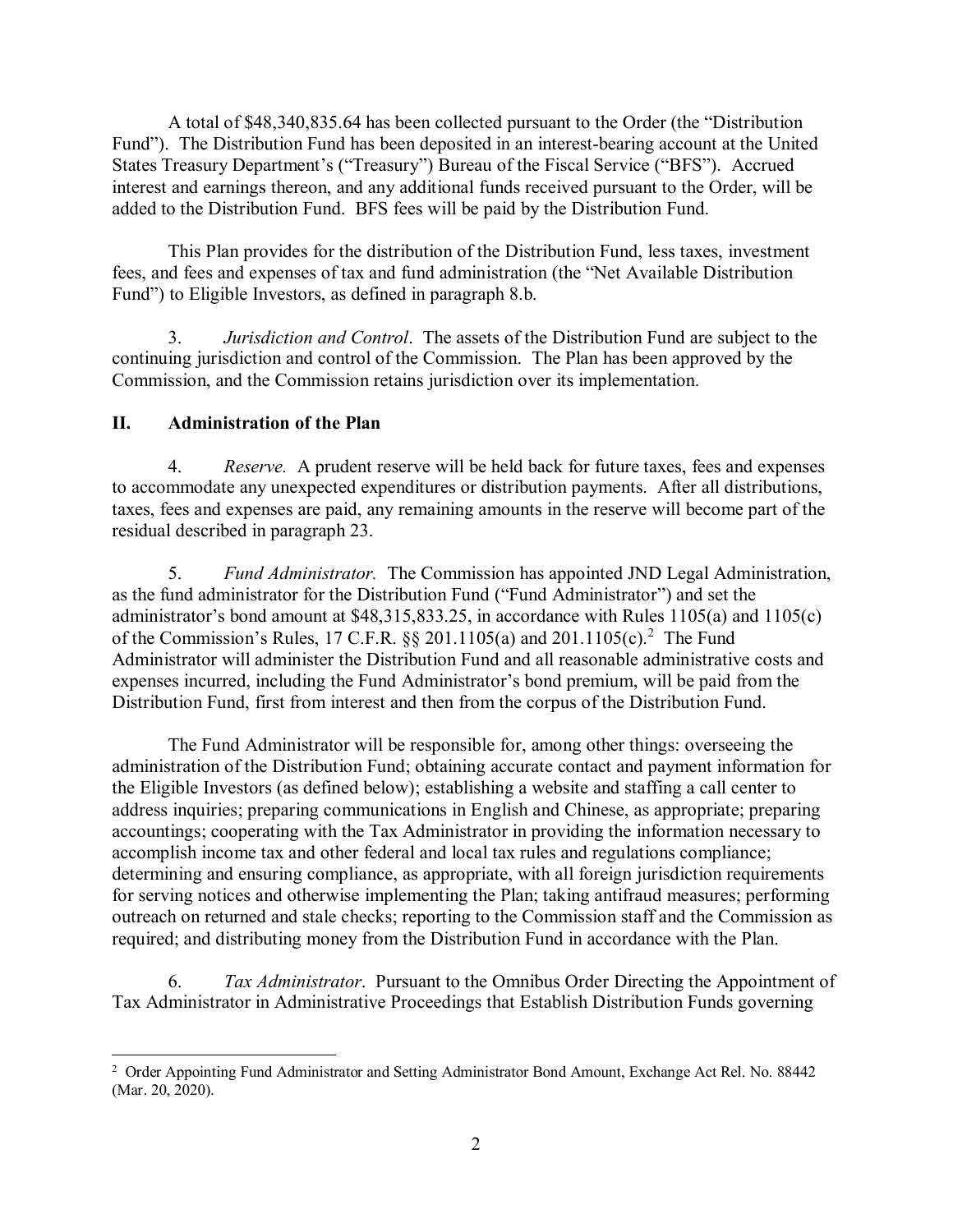A total of $48,340,835.64 has been collected pursuant to the Order (the "Distribution Fund"). The Distribution Fund has been deposited in an interest-bearing account at the United States Treasury Department's ("Treasury") Bureau of the Fiscal Service ("BFS"). Accrued interest and earnings thereon, and any additional funds received pursuant to the Order, will be added to the Distribution Fund. BFS fees will be paid by the Distribution Fund.

This Plan provides for the distribution of the Distribution Fund, less taxes, investment fees, and fees and expenses of tax and fund administration (the "Net Available Distribution Fund") to Eligible Investors, as defined in paragraph 8.b.

3. *Jurisdiction and Control*. The assets of the Distribution Fund are subject to the continuing jurisdiction and control of the Commission. The Plan has been approved by the Commission, and the Commission retains jurisdiction over its implementation.

## II. Administration of the Plan

4. *Reserve.* A prudent reserve will be held back for future taxes, fees and expenses to accommodate any unexpected expenditures or distribution payments. After all distributions, taxes, fees and expenses are paid, any remaining amounts in the reserve will become part of the residual described in paragraph 23.

5. *Fund Administrator.* The Commission has appointed JND Legal Administration, as the fund administrator for the Distribution Fund ("Fund Administrator") and set the administrator's bond amount at $48,315,833.25, in accordance with Rules 1105(a) and 1105(c) of the Commission's Rules, 17 C.F.R. §§ 201.1105(a) and 201.1105(c).[2] The Fund Administrator will administer the Distribution Fund and all reasonable administrative costs and expenses incurred, including the Fund Administrator's bond premium, will be paid from the Distribution Fund, first from interest and then from the corpus of the Distribution Fund.

The Fund Administrator will be responsible for, among other things: overseeing the administration of the Distribution Fund; obtaining accurate contact and payment information for the Eligible Investors (as defined below); establishing a website and staffing a call center to address inquiries; preparing communications in English and Chinese, as appropriate; preparing accountings; cooperating with the Tax Administrator in providing the information necessary to accomplish income tax and other federal and local tax rules and regulations compliance; determining and ensuring compliance, as appropriate, with all foreign jurisdiction requirements for serving notices and otherwise implementing the Plan; taking antifraud measures; performing outreach on returned and stale checks; reporting to the Commission staff and the Commission as required; and distributing money from the Distribution Fund in accordance with the Plan.

6. *Tax Administrator*. Pursuant to the Omnibus Order Directing the Appointment of Tax Administrator in Administrative Proceedings that Establish Distribution Funds governing

---

[2] Order Appointing Fund Administrator and Setting Administrator Bond Amount, Exchange Act Rel. No. 88442 (Mar. 20, 2020).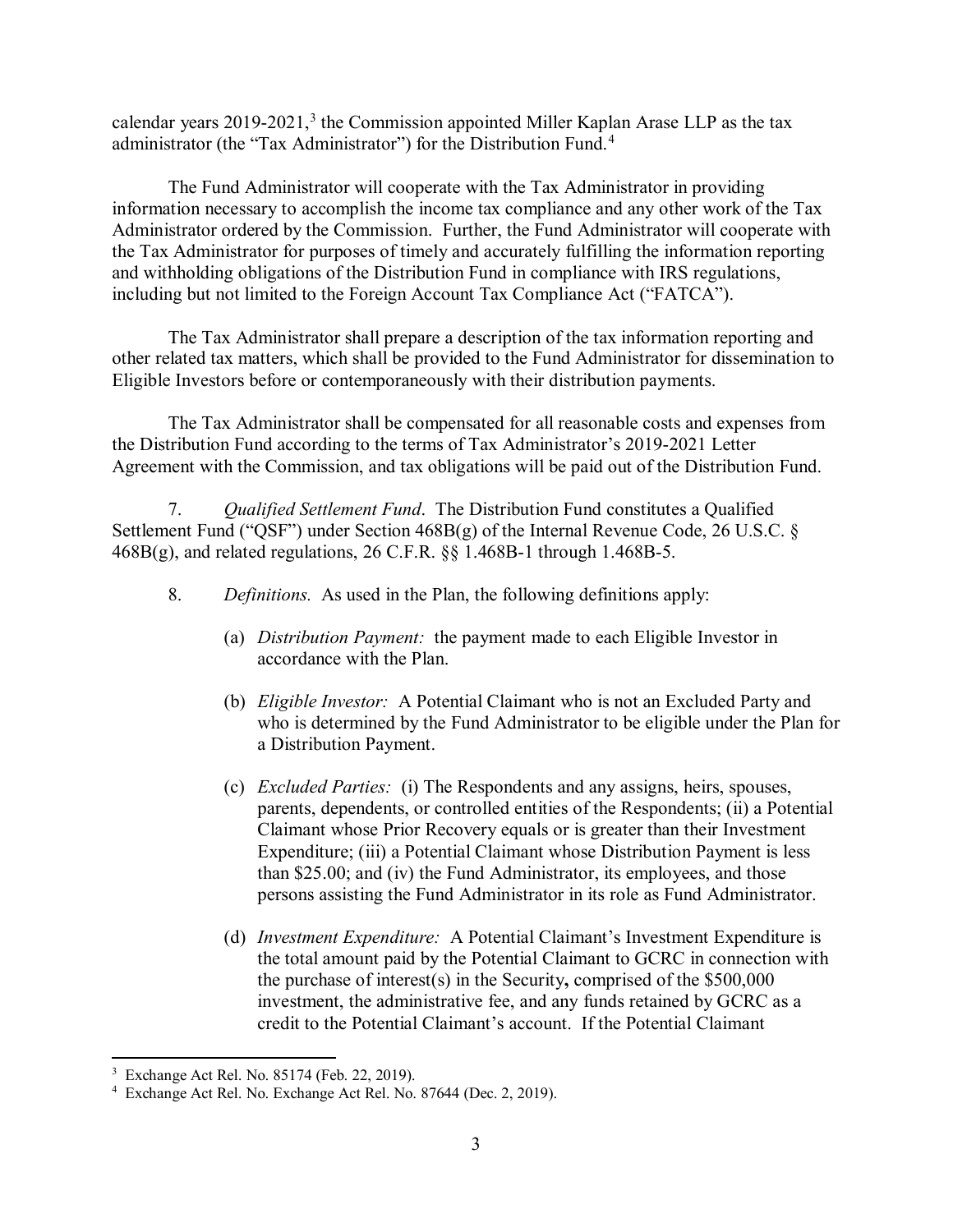calendar years 2019-2021,[3] the Commission appointed Miller Kaplan Arase LLP as the tax administrator (the "Tax Administrator") for the Distribution Fund.[4]

The Fund Administrator will cooperate with the Tax Administrator in providing information necessary to accomplish the income tax compliance and any other work of the Tax Administrator ordered by the Commission. Further, the Fund Administrator will cooperate with the Tax Administrator for purposes of timely and accurately fulfilling the information reporting and withholding obligations of the Distribution Fund in compliance with IRS regulations, including but not limited to the Foreign Account Tax Compliance Act ("FATCA").

The Tax Administrator shall prepare a description of the tax information reporting and other related tax matters, which shall be provided to the Fund Administrator for dissemination to Eligible Investors before or contemporaneously with their distribution payments.

The Tax Administrator shall be compensated for all reasonable costs and expenses from the Distribution Fund according to the terms of Tax Administrator's 2019-2021 Letter Agreement with the Commission, and tax obligations will be paid out of the Distribution Fund.

7. *Qualified Settlement Fund*. The Distribution Fund constitutes a Qualified Settlement Fund ("QSF") under Section 468B(g) of the Internal Revenue Code, 26 U.S.C. § 468B(g), and related regulations, 26 C.F.R. §§ 1.468B-1 through 1.468B-5.

8. *Definitions.* As used in the Plan, the following definitions apply:

(a) *Distribution Payment:* the payment made to each Eligible Investor in accordance with the Plan.

(b) *Eligible Investor:* A Potential Claimant who is not an Excluded Party and who is determined by the Fund Administrator to be eligible under the Plan for a Distribution Payment.

(c) *Excluded Parties:* (i) The Respondents and any assigns, heirs, spouses, parents, dependents, or controlled entities of the Respondents; (ii) a Potential Claimant whose Prior Recovery equals or is greater than their Investment Expenditure; (iii) a Potential Claimant whose Distribution Payment is less than $25.00; and (iv) the Fund Administrator, its employees, and those persons assisting the Fund Administrator in its role as Fund Administrator.

(d) *Investment Expenditure:* A Potential Claimant's Investment Expenditure is the total amount paid by the Potential Claimant to GCRC in connection with the purchase of interest(s) in the Security**,** comprised of the $500,000 investment, the administrative fee, and any funds retained by GCRC as a credit to the Potential Claimant's account. If the Potential Claimant

---

[3] Exchange Act Rel. No. 85174 (Feb. 22, 2019).

[4] Exchange Act Rel. No. Exchange Act Rel. No. 87644 (Dec. 2, 2019).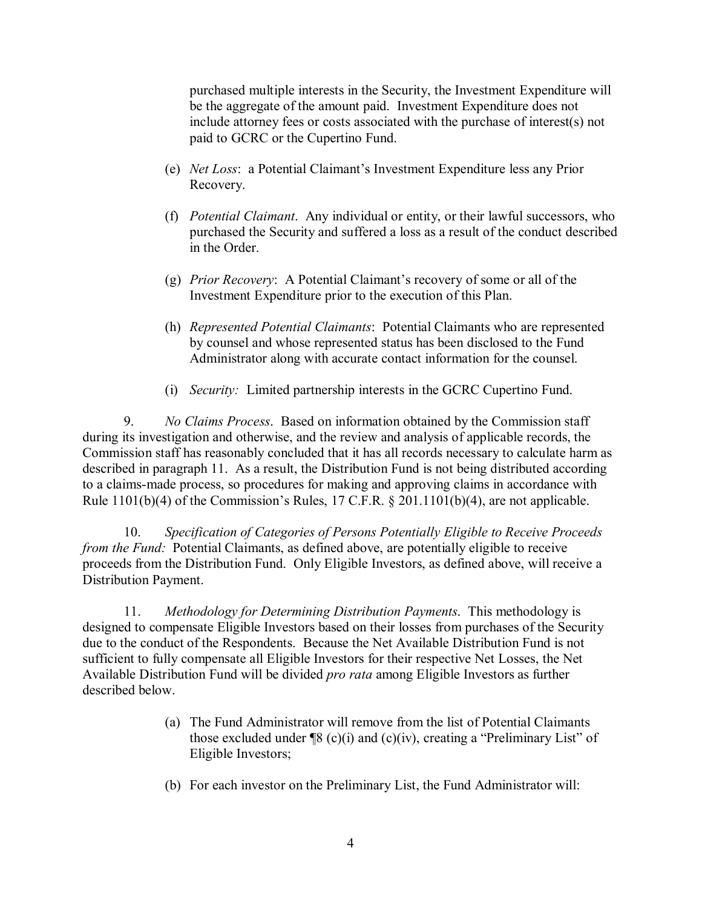purchased multiple interests in the Security, the Investment Expenditure will be the aggregate of the amount paid. Investment Expenditure does not include attorney fees or costs associated with the purchase of interest(s) not paid to GCRC or the Cupertino Fund.

(e) *Net Loss*: a Potential Claimant's Investment Expenditure less any Prior Recovery.

(f) *Potential Claimant*. Any individual or entity, or their lawful successors, who purchased the Security and suffered a loss as a result of the conduct described in the Order.

(g) *Prior Recovery*: A Potential Claimant's recovery of some or all of the Investment Expenditure prior to the execution of this Plan.

(h) *Represented Potential Claimants*: Potential Claimants who are represented by counsel and whose represented status has been disclosed to the Fund Administrator along with accurate contact information for the counsel.

(i) *Security:* Limited partnership interests in the GCRC Cupertino Fund.

9. *No Claims Process*. Based on information obtained by the Commission staff during its investigation and otherwise, and the review and analysis of applicable records, the Commission staff has reasonably concluded that it has all records necessary to calculate harm as described in paragraph 11. As a result, the Distribution Fund is not being distributed according to a claims-made process, so procedures for making and approving claims in accordance with Rule 1101(b)(4) of the Commission's Rules, 17 C.F.R. § 201.1101(b)(4), are not applicable.

10. *Specification of Categories of Persons Potentially Eligible to Receive Proceeds from the Fund:* Potential Claimants, as defined above, are potentially eligible to receive proceeds from the Distribution Fund. Only Eligible Investors, as defined above, will receive a Distribution Payment.

11. *Methodology for Determining Distribution Payments*. This methodology is designed to compensate Eligible Investors based on their losses from purchases of the Security due to the conduct of the Respondents. Because the Net Available Distribution Fund is not sufficient to fully compensate all Eligible Investors for their respective Net Losses, the Net Available Distribution Fund will be divided *pro rata* among Eligible Investors as further described below.

(a) The Fund Administrator will remove from the list of Potential Claimants those excluded under ¶8 (c)(i) and (c)(iv), creating a "Preliminary List" of Eligible Investors;

(b) For each investor on the Preliminary List, the Fund Administrator will: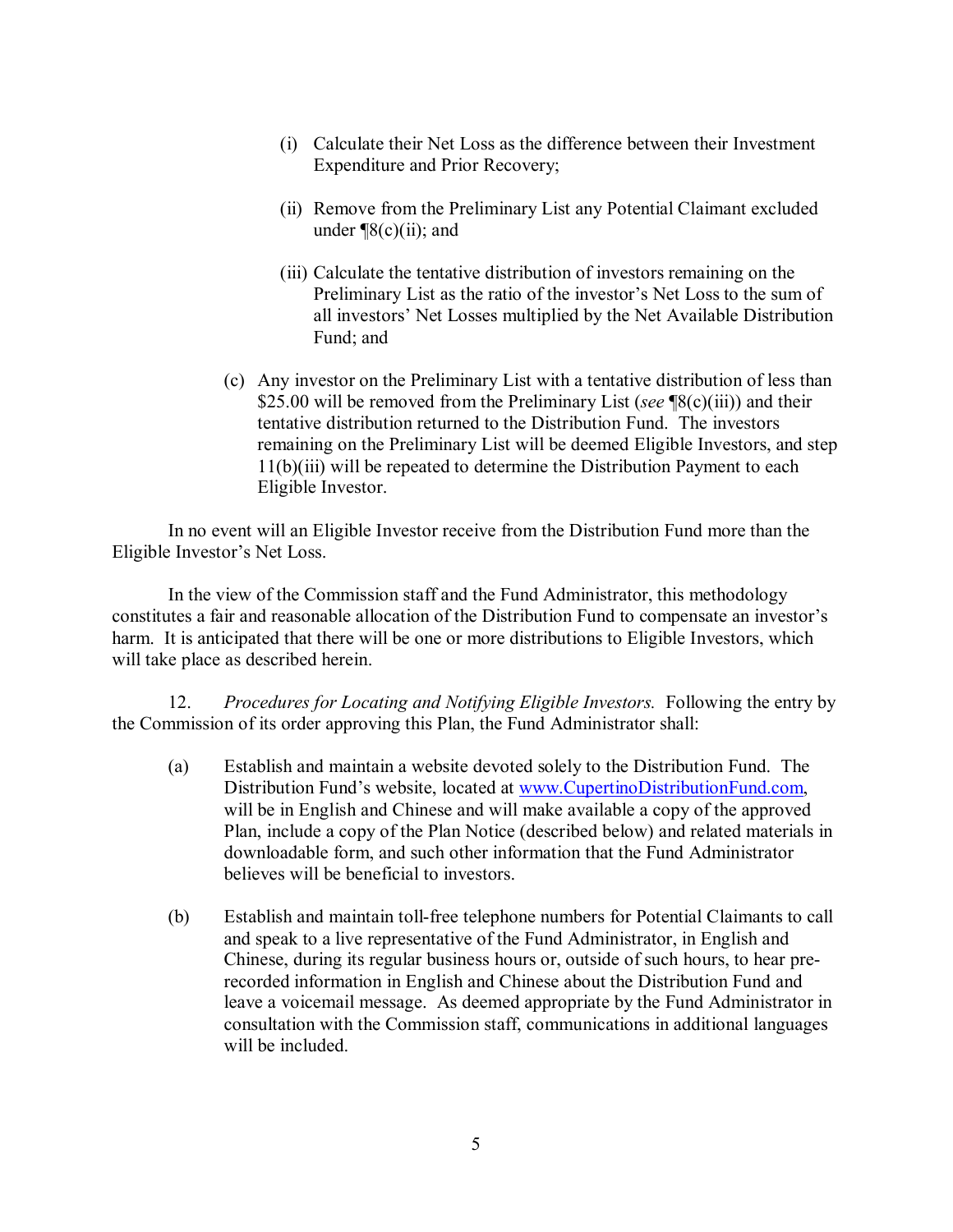(i) Calculate their Net Loss as the difference between their Investment Expenditure and Prior Recovery;

(ii) Remove from the Preliminary List any Potential Claimant excluded under ¶8(c)(ii); and

(iii) Calculate the tentative distribution of investors remaining on the Preliminary List as the ratio of the investor's Net Loss to the sum of all investors' Net Losses multiplied by the Net Available Distribution Fund; and

(c) Any investor on the Preliminary List with a tentative distribution of less than $25.00 will be removed from the Preliminary List (*see* ¶8(c)(iii)) and their tentative distribution returned to the Distribution Fund. The investors remaining on the Preliminary List will be deemed Eligible Investors, and step 11(b)(iii) will be repeated to determine the Distribution Payment to each Eligible Investor.

In no event will an Eligible Investor receive from the Distribution Fund more than the Eligible Investor's Net Loss.

In the view of the Commission staff and the Fund Administrator, this methodology constitutes a fair and reasonable allocation of the Distribution Fund to compensate an investor's harm. It is anticipated that there will be one or more distributions to Eligible Investors, which will take place as described herein.

12. *Procedures for Locating and Notifying Eligible Investors.* Following the entry by the Commission of its order approving this Plan, the Fund Administrator shall:

(a) Establish and maintain a website devoted solely to the Distribution Fund. The Distribution Fund's website, located at [www.CupertinoDistributionFund.com](http://www.CupertinoDistributionFund.com), will be in English and Chinese and will make available a copy of the approved Plan, include a copy of the Plan Notice (described below) and related materials in downloadable form, and such other information that the Fund Administrator believes will be beneficial to investors.

(b) Establish and maintain toll-free telephone numbers for Potential Claimants to call and speak to a live representative of the Fund Administrator, in English and Chinese, during its regular business hours or, outside of such hours, to hear pre-recorded information in English and Chinese about the Distribution Fund and leave a voicemail message. As deemed appropriate by the Fund Administrator in consultation with the Commission staff, communications in additional languages will be included.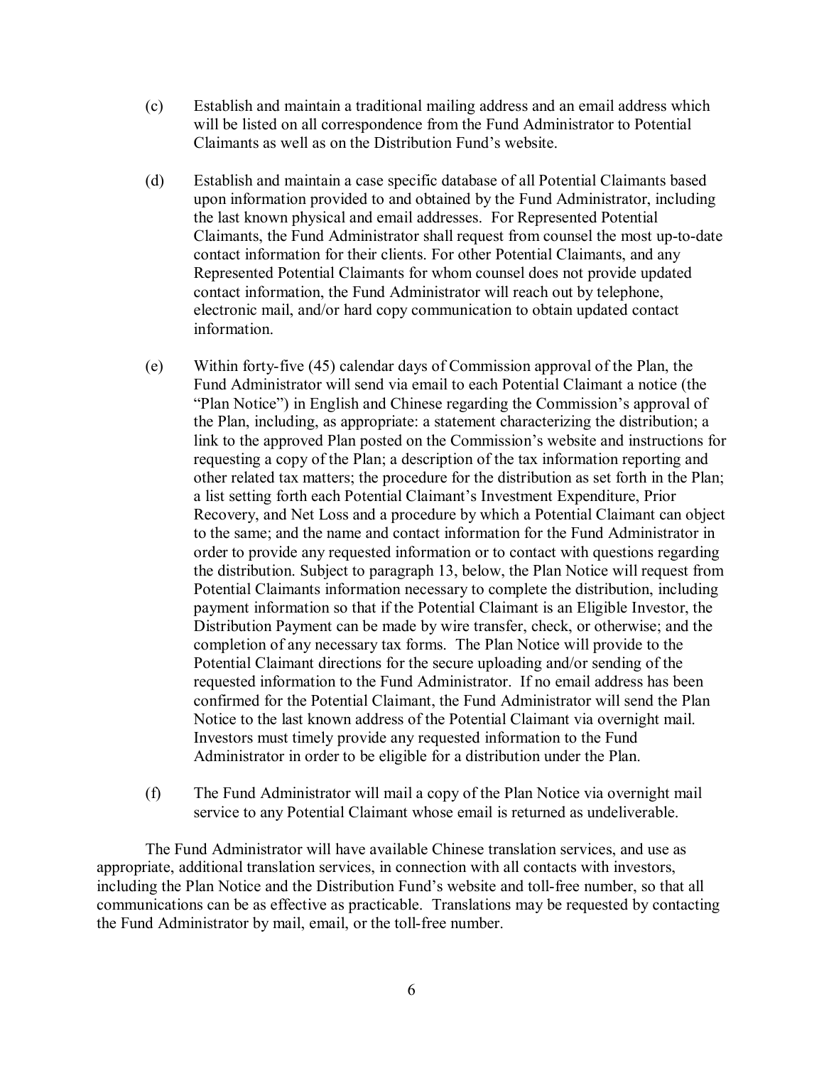(c) Establish and maintain a traditional mailing address and an email address which will be listed on all correspondence from the Fund Administrator to Potential Claimants as well as on the Distribution Fund's website.

(d) Establish and maintain a case specific database of all Potential Claimants based upon information provided to and obtained by the Fund Administrator, including the last known physical and email addresses. For Represented Potential Claimants, the Fund Administrator shall request from counsel the most up-to-date contact information for their clients. For other Potential Claimants, and any Represented Potential Claimants for whom counsel does not provide updated contact information, the Fund Administrator will reach out by telephone, electronic mail, and/or hard copy communication to obtain updated contact information.

(e) Within forty-five (45) calendar days of Commission approval of the Plan, the Fund Administrator will send via email to each Potential Claimant a notice (the "Plan Notice") in English and Chinese regarding the Commission's approval of the Plan, including, as appropriate: a statement characterizing the distribution; a link to the approved Plan posted on the Commission's website and instructions for requesting a copy of the Plan; a description of the tax information reporting and other related tax matters; the procedure for the distribution as set forth in the Plan; a list setting forth each Potential Claimant's Investment Expenditure, Prior Recovery, and Net Loss and a procedure by which a Potential Claimant can object to the same; and the name and contact information for the Fund Administrator in order to provide any requested information or to contact with questions regarding the distribution. Subject to paragraph 13, below, the Plan Notice will request from Potential Claimants information necessary to complete the distribution, including payment information so that if the Potential Claimant is an Eligible Investor, the Distribution Payment can be made by wire transfer, check, or otherwise; and the completion of any necessary tax forms. The Plan Notice will provide to the Potential Claimant directions for the secure uploading and/or sending of the requested information to the Fund Administrator. If no email address has been confirmed for the Potential Claimant, the Fund Administrator will send the Plan Notice to the last known address of the Potential Claimant via overnight mail. Investors must timely provide any requested information to the Fund Administrator in order to be eligible for a distribution under the Plan.

(f) The Fund Administrator will mail a copy of the Plan Notice via overnight mail service to any Potential Claimant whose email is returned as undeliverable.

The Fund Administrator will have available Chinese translation services, and use as appropriate, additional translation services, in connection with all contacts with investors, including the Plan Notice and the Distribution Fund's website and toll-free number, so that all communications can be as effective as practicable. Translations may be requested by contacting the Fund Administrator by mail, email, or the toll-free number.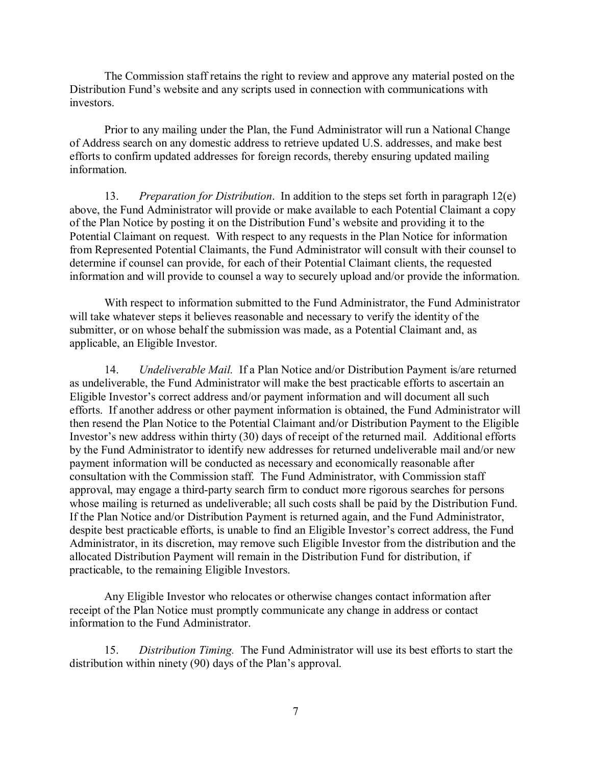The Commission staff retains the right to review and approve any material posted on the Distribution Fund's website and any scripts used in connection with communications with investors.

Prior to any mailing under the Plan, the Fund Administrator will run a National Change of Address search on any domestic address to retrieve updated U.S. addresses, and make best efforts to confirm updated addresses for foreign records, thereby ensuring updated mailing information.

13. *Preparation for Distribution*. In addition to the steps set forth in paragraph 12(e) above, the Fund Administrator will provide or make available to each Potential Claimant a copy of the Plan Notice by posting it on the Distribution Fund's website and providing it to the Potential Claimant on request. With respect to any requests in the Plan Notice for information from Represented Potential Claimants, the Fund Administrator will consult with their counsel to determine if counsel can provide, for each of their Potential Claimant clients, the requested information and will provide to counsel a way to securely upload and/or provide the information.

With respect to information submitted to the Fund Administrator, the Fund Administrator will take whatever steps it believes reasonable and necessary to verify the identity of the submitter, or on whose behalf the submission was made, as a Potential Claimant and, as applicable, an Eligible Investor.

14. *Undeliverable Mail.* If a Plan Notice and/or Distribution Payment is/are returned as undeliverable, the Fund Administrator will make the best practicable efforts to ascertain an Eligible Investor's correct address and/or payment information and will document all such efforts. If another address or other payment information is obtained, the Fund Administrator will then resend the Plan Notice to the Potential Claimant and/or Distribution Payment to the Eligible Investor's new address within thirty (30) days of receipt of the returned mail. Additional efforts by the Fund Administrator to identify new addresses for returned undeliverable mail and/or new payment information will be conducted as necessary and economically reasonable after consultation with the Commission staff. The Fund Administrator, with Commission staff approval, may engage a third-party search firm to conduct more rigorous searches for persons whose mailing is returned as undeliverable; all such costs shall be paid by the Distribution Fund. If the Plan Notice and/or Distribution Payment is returned again, and the Fund Administrator, despite best practicable efforts, is unable to find an Eligible Investor's correct address, the Fund Administrator, in its discretion, may remove such Eligible Investor from the distribution and the allocated Distribution Payment will remain in the Distribution Fund for distribution, if practicable, to the remaining Eligible Investors.

Any Eligible Investor who relocates or otherwise changes contact information after receipt of the Plan Notice must promptly communicate any change in address or contact information to the Fund Administrator.

15. *Distribution Timing.* The Fund Administrator will use its best efforts to start the distribution within ninety (90) days of the Plan's approval.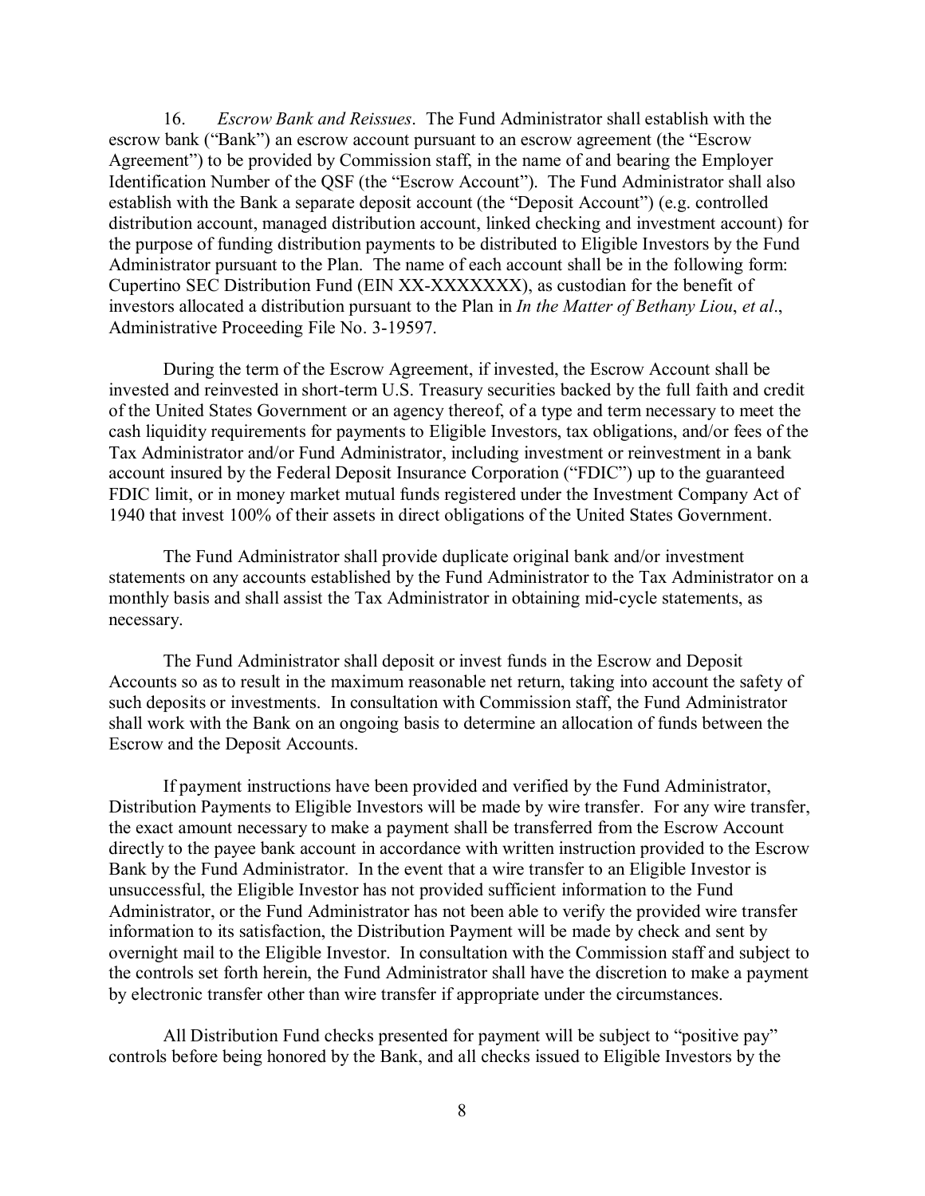16. *Escrow Bank and Reissues*. The Fund Administrator shall establish with the escrow bank ("Bank") an escrow account pursuant to an escrow agreement (the "Escrow Agreement") to be provided by Commission staff, in the name of and bearing the Employer Identification Number of the QSF (the "Escrow Account"). The Fund Administrator shall also establish with the Bank a separate deposit account (the "Deposit Account") (e.g. controlled distribution account, managed distribution account, linked checking and investment account) for the purpose of funding distribution payments to be distributed to Eligible Investors by the Fund Administrator pursuant to the Plan. The name of each account shall be in the following form: Cupertino SEC Distribution Fund (EIN XX-XXXXXXX), as custodian for the benefit of investors allocated a distribution pursuant to the Plan in *In the Matter of Bethany Liou*, *et al*., Administrative Proceeding File No. 3-19597.

During the term of the Escrow Agreement, if invested, the Escrow Account shall be invested and reinvested in short-term U.S. Treasury securities backed by the full faith and credit of the United States Government or an agency thereof, of a type and term necessary to meet the cash liquidity requirements for payments to Eligible Investors, tax obligations, and/or fees of the Tax Administrator and/or Fund Administrator, including investment or reinvestment in a bank account insured by the Federal Deposit Insurance Corporation ("FDIC") up to the guaranteed FDIC limit, or in money market mutual funds registered under the Investment Company Act of 1940 that invest 100% of their assets in direct obligations of the United States Government.

The Fund Administrator shall provide duplicate original bank and/or investment statements on any accounts established by the Fund Administrator to the Tax Administrator on a monthly basis and shall assist the Tax Administrator in obtaining mid-cycle statements, as necessary.

The Fund Administrator shall deposit or invest funds in the Escrow and Deposit Accounts so as to result in the maximum reasonable net return, taking into account the safety of such deposits or investments. In consultation with Commission staff, the Fund Administrator shall work with the Bank on an ongoing basis to determine an allocation of funds between the Escrow and the Deposit Accounts.

If payment instructions have been provided and verified by the Fund Administrator, Distribution Payments to Eligible Investors will be made by wire transfer. For any wire transfer, the exact amount necessary to make a payment shall be transferred from the Escrow Account directly to the payee bank account in accordance with written instruction provided to the Escrow Bank by the Fund Administrator. In the event that a wire transfer to an Eligible Investor is unsuccessful, the Eligible Investor has not provided sufficient information to the Fund Administrator, or the Fund Administrator has not been able to verify the provided wire transfer information to its satisfaction, the Distribution Payment will be made by check and sent by overnight mail to the Eligible Investor. In consultation with the Commission staff and subject to the controls set forth herein, the Fund Administrator shall have the discretion to make a payment by electronic transfer other than wire transfer if appropriate under the circumstances.

All Distribution Fund checks presented for payment will be subject to "positive pay" controls before being honored by the Bank, and all checks issued to Eligible Investors by the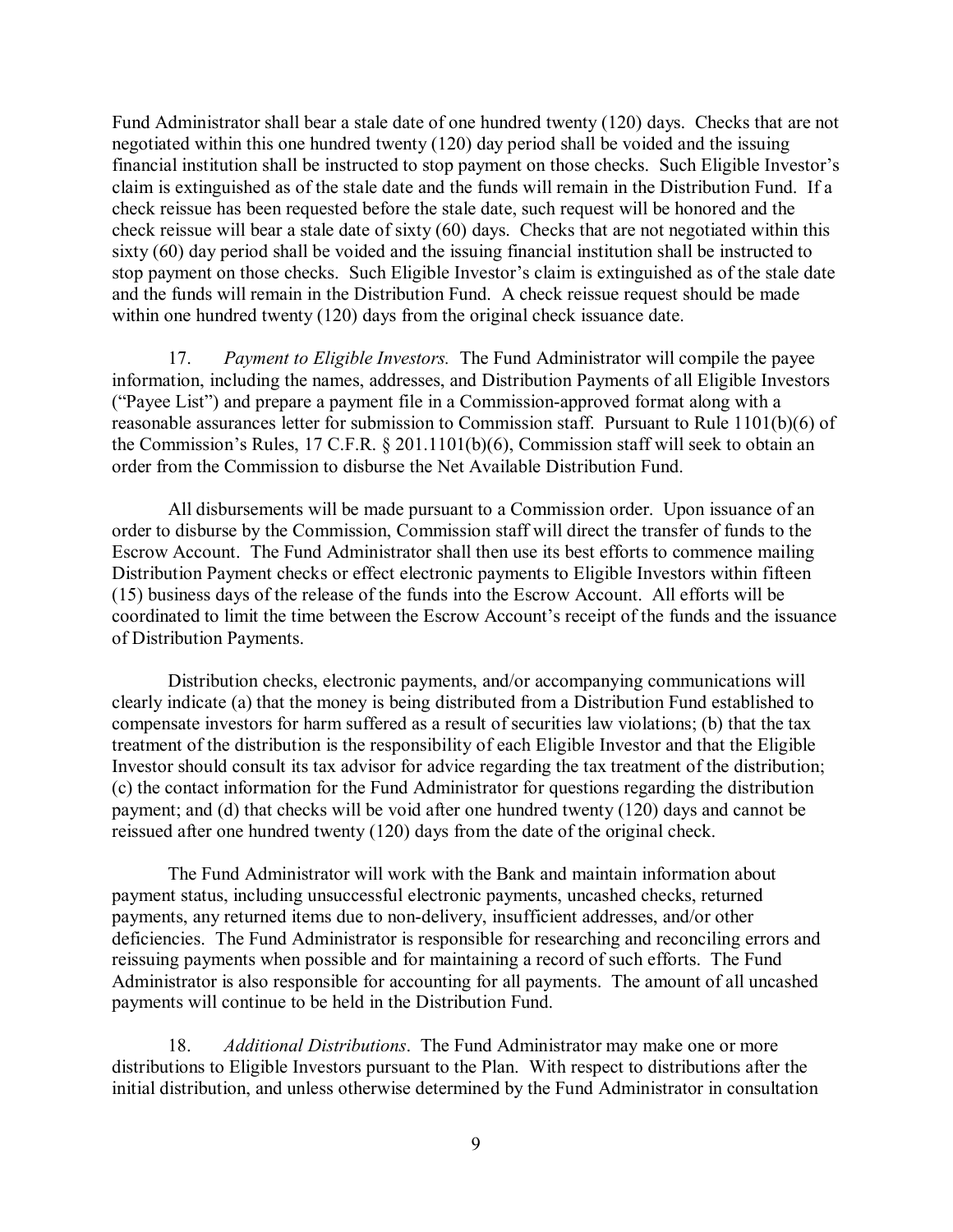Fund Administrator shall bear a stale date of one hundred twenty (120) days. Checks that are not negotiated within this one hundred twenty (120) day period shall be voided and the issuing financial institution shall be instructed to stop payment on those checks. Such Eligible Investor's claim is extinguished as of the stale date and the funds will remain in the Distribution Fund. If a check reissue has been requested before the stale date, such request will be honored and the check reissue will bear a stale date of sixty (60) days. Checks that are not negotiated within this sixty (60) day period shall be voided and the issuing financial institution shall be instructed to stop payment on those checks. Such Eligible Investor's claim is extinguished as of the stale date and the funds will remain in the Distribution Fund. A check reissue request should be made within one hundred twenty (120) days from the original check issuance date.

17. *Payment to Eligible Investors.* The Fund Administrator will compile the payee information, including the names, addresses, and Distribution Payments of all Eligible Investors ("Payee List") and prepare a payment file in a Commission-approved format along with a reasonable assurances letter for submission to Commission staff. Pursuant to Rule 1101(b)(6) of the Commission's Rules, 17 C.F.R. § 201.1101(b)(6), Commission staff will seek to obtain an order from the Commission to disburse the Net Available Distribution Fund.

All disbursements will be made pursuant to a Commission order. Upon issuance of an order to disburse by the Commission, Commission staff will direct the transfer of funds to the Escrow Account. The Fund Administrator shall then use its best efforts to commence mailing Distribution Payment checks or effect electronic payments to Eligible Investors within fifteen (15) business days of the release of the funds into the Escrow Account. All efforts will be coordinated to limit the time between the Escrow Account's receipt of the funds and the issuance of Distribution Payments.

Distribution checks, electronic payments, and/or accompanying communications will clearly indicate (a) that the money is being distributed from a Distribution Fund established to compensate investors for harm suffered as a result of securities law violations; (b) that the tax treatment of the distribution is the responsibility of each Eligible Investor and that the Eligible Investor should consult its tax advisor for advice regarding the tax treatment of the distribution; (c) the contact information for the Fund Administrator for questions regarding the distribution payment; and (d) that checks will be void after one hundred twenty (120) days and cannot be reissued after one hundred twenty (120) days from the date of the original check.

The Fund Administrator will work with the Bank and maintain information about payment status, including unsuccessful electronic payments, uncashed checks, returned payments, any returned items due to non-delivery, insufficient addresses, and/or other deficiencies. The Fund Administrator is responsible for researching and reconciling errors and reissuing payments when possible and for maintaining a record of such efforts. The Fund Administrator is also responsible for accounting for all payments. The amount of all uncashed payments will continue to be held in the Distribution Fund.

18. *Additional Distributions*. The Fund Administrator may make one or more distributions to Eligible Investors pursuant to the Plan. With respect to distributions after the initial distribution, and unless otherwise determined by the Fund Administrator in consultation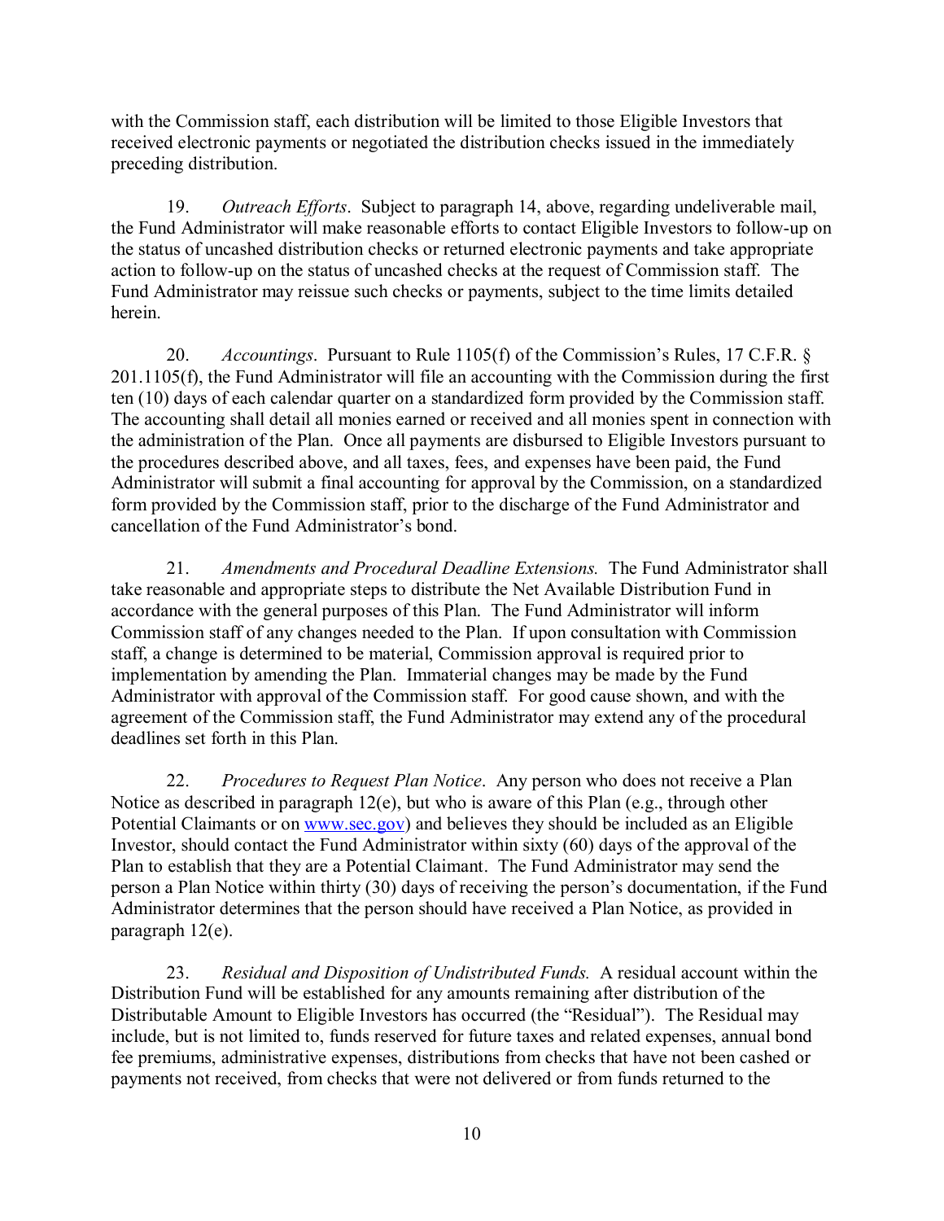with the Commission staff, each distribution will be limited to those Eligible Investors that received electronic payments or negotiated the distribution checks issued in the immediately preceding distribution.

19. *Outreach Efforts*. Subject to paragraph 14, above, regarding undeliverable mail, the Fund Administrator will make reasonable efforts to contact Eligible Investors to follow-up on the status of uncashed distribution checks or returned electronic payments and take appropriate action to follow-up on the status of uncashed checks at the request of Commission staff. The Fund Administrator may reissue such checks or payments, subject to the time limits detailed herein.

20. *Accountings*. Pursuant to Rule 1105(f) of the Commission's Rules, 17 C.F.R. § 201.1105(f), the Fund Administrator will file an accounting with the Commission during the first ten (10) days of each calendar quarter on a standardized form provided by the Commission staff. The accounting shall detail all monies earned or received and all monies spent in connection with the administration of the Plan. Once all payments are disbursed to Eligible Investors pursuant to the procedures described above, and all taxes, fees, and expenses have been paid, the Fund Administrator will submit a final accounting for approval by the Commission, on a standardized form provided by the Commission staff, prior to the discharge of the Fund Administrator and cancellation of the Fund Administrator's bond.

21. *Amendments and Procedural Deadline Extensions.* The Fund Administrator shall take reasonable and appropriate steps to distribute the Net Available Distribution Fund in accordance with the general purposes of this Plan. The Fund Administrator will inform Commission staff of any changes needed to the Plan. If upon consultation with Commission staff, a change is determined to be material, Commission approval is required prior to implementation by amending the Plan. Immaterial changes may be made by the Fund Administrator with approval of the Commission staff. For good cause shown, and with the agreement of the Commission staff, the Fund Administrator may extend any of the procedural deadlines set forth in this Plan.

22. *Procedures to Request Plan Notice*. Any person who does not receive a Plan Notice as described in paragraph 12(e), but who is aware of this Plan (e.g., through other Potential Claimants or on [www.sec.gov](http://www.sec.gov)) and believes they should be included as an Eligible Investor, should contact the Fund Administrator within sixty (60) days of the approval of the Plan to establish that they are a Potential Claimant. The Fund Administrator may send the person a Plan Notice within thirty (30) days of receiving the person's documentation, if the Fund Administrator determines that the person should have received a Plan Notice, as provided in paragraph 12(e).

23. *Residual and Disposition of Undistributed Funds.* A residual account within the Distribution Fund will be established for any amounts remaining after distribution of the Distributable Amount to Eligible Investors has occurred (the "Residual"). The Residual may include, but is not limited to, funds reserved for future taxes and related expenses, annual bond fee premiums, administrative expenses, distributions from checks that have not been cashed or payments not received, from checks that were not delivered or from funds returned to the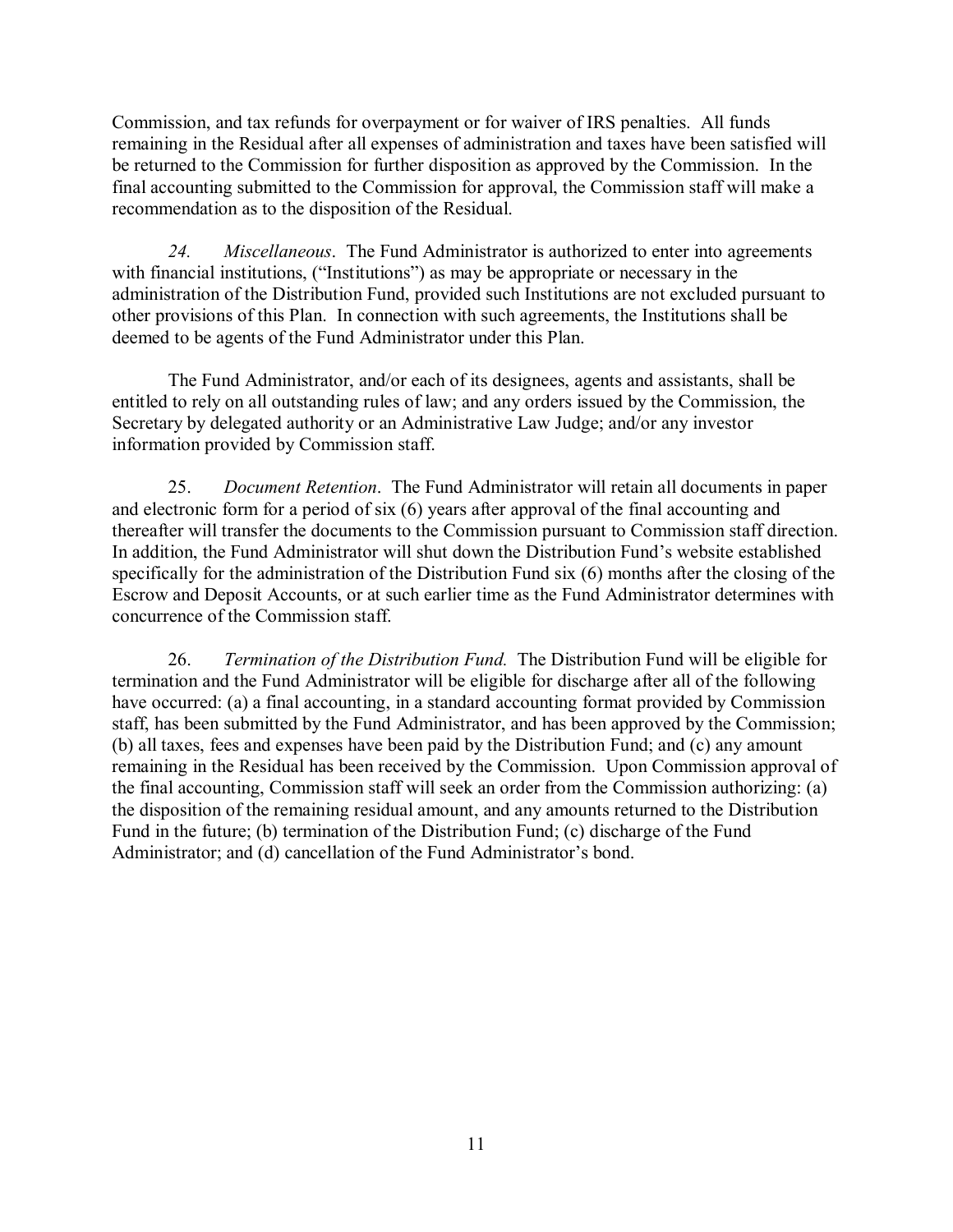Commission, and tax refunds for overpayment or for waiver of IRS penalties. All funds remaining in the Residual after all expenses of administration and taxes have been satisfied will be returned to the Commission for further disposition as approved by the Commission. In the final accounting submitted to the Commission for approval, the Commission staff will make a recommendation as to the disposition of the Residual.

*24. Miscellaneous*. The Fund Administrator is authorized to enter into agreements with financial institutions, ("Institutions") as may be appropriate or necessary in the administration of the Distribution Fund, provided such Institutions are not excluded pursuant to other provisions of this Plan. In connection with such agreements, the Institutions shall be deemed to be agents of the Fund Administrator under this Plan.

The Fund Administrator, and/or each of its designees, agents and assistants, shall be entitled to rely on all outstanding rules of law; and any orders issued by the Commission, the Secretary by delegated authority or an Administrative Law Judge; and/or any investor information provided by Commission staff.

25. *Document Retention*. The Fund Administrator will retain all documents in paper and electronic form for a period of six (6) years after approval of the final accounting and thereafter will transfer the documents to the Commission pursuant to Commission staff direction. In addition, the Fund Administrator will shut down the Distribution Fund's website established specifically for the administration of the Distribution Fund six (6) months after the closing of the Escrow and Deposit Accounts, or at such earlier time as the Fund Administrator determines with concurrence of the Commission staff.

26. *Termination of the Distribution Fund.* The Distribution Fund will be eligible for termination and the Fund Administrator will be eligible for discharge after all of the following have occurred: (a) a final accounting, in a standard accounting format provided by Commission staff, has been submitted by the Fund Administrator, and has been approved by the Commission; (b) all taxes, fees and expenses have been paid by the Distribution Fund; and (c) any amount remaining in the Residual has been received by the Commission. Upon Commission approval of the final accounting, Commission staff will seek an order from the Commission authorizing: (a) the disposition of the remaining residual amount, and any amounts returned to the Distribution Fund in the future; (b) termination of the Distribution Fund; (c) discharge of the Fund Administrator; and (d) cancellation of the Fund Administrator's bond.